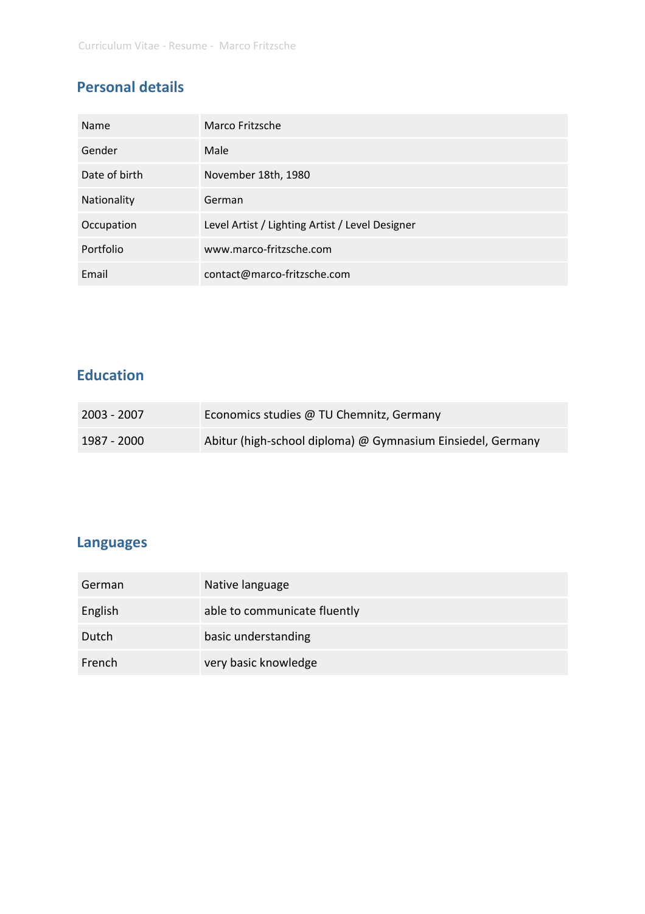## Personal details

| | |
|---|---|
| Name | Marco Fritzsche |
| Gender | Male |
| Date of birth | November 18th, 1980 |
| Nationality | German |
| Occupation | Level Artist / Lighting Artist / Level Designer |
| Portfolio | www.marco-fritzsche.com |
| Email | contact@marco-fritzsche.com |

## Education

| | |
|---|---|
| 2003 - 2007 | Economics studies @ TU Chemnitz, Germany |
| 1987 - 2000 | Abitur (high-school diploma) @ Gymnasium Einsiedel, Germany |

## Languages

| | |
|---|---|
| German | Native language |
| English | able to communicate fluently |
| Dutch | basic understanding |
| French | very basic knowledge |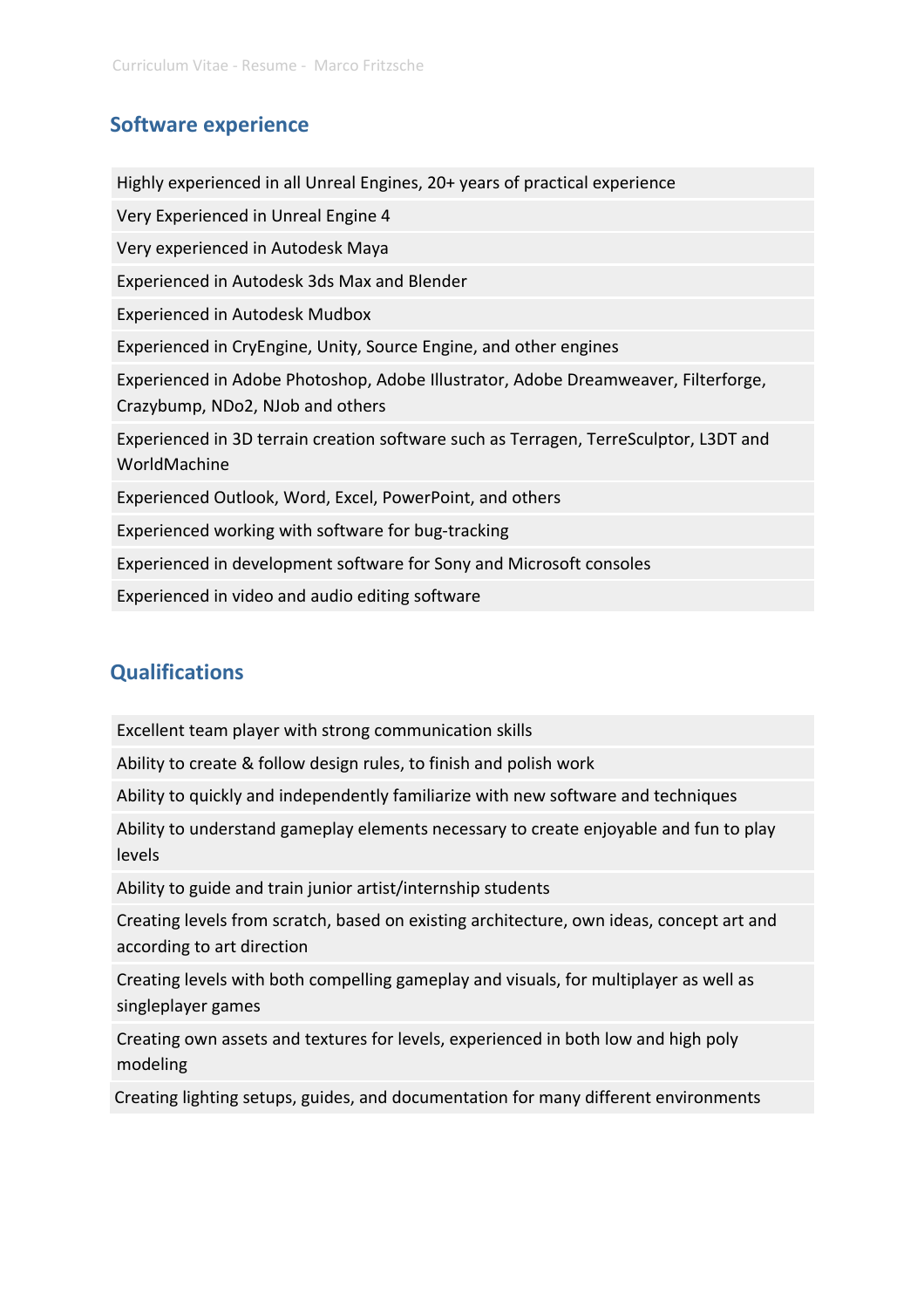## Software experience

- Highly experienced in all Unreal Engines, 20+ years of practical experience
- Very Experienced in Unreal Engine 4
- Very experienced in Autodesk Maya
- Experienced in Autodesk 3ds Max and Blender
- Experienced in Autodesk Mudbox
- Experienced in CryEngine, Unity, Source Engine, and other engines
- Experienced in Adobe Photoshop, Adobe Illustrator, Adobe Dreamweaver, Filterforge, Crazybump, NDo2, NJob and others
- Experienced in 3D terrain creation software such as Terragen, TerreSculptor, L3DT and WorldMachine
- Experienced Outlook, Word, Excel, PowerPoint, and others
- Experienced working with software for bug-tracking
- Experienced in development software for Sony and Microsoft consoles
- Experienced in video and audio editing software

## Qualifications

- Excellent team player with strong communication skills
- Ability to create & follow design rules, to finish and polish work
- Ability to quickly and independently familiarize with new software and techniques
- Ability to understand gameplay elements necessary to create enjoyable and fun to play levels
- Ability to guide and train junior artist/internship students
- Creating levels from scratch, based on existing architecture, own ideas, concept art and according to art direction
- Creating levels with both compelling gameplay and visuals, for multiplayer as well as singleplayer games
- Creating own assets and textures for levels, experienced in both low and high poly modeling
- Creating lighting setups, guides, and documentation for many different environments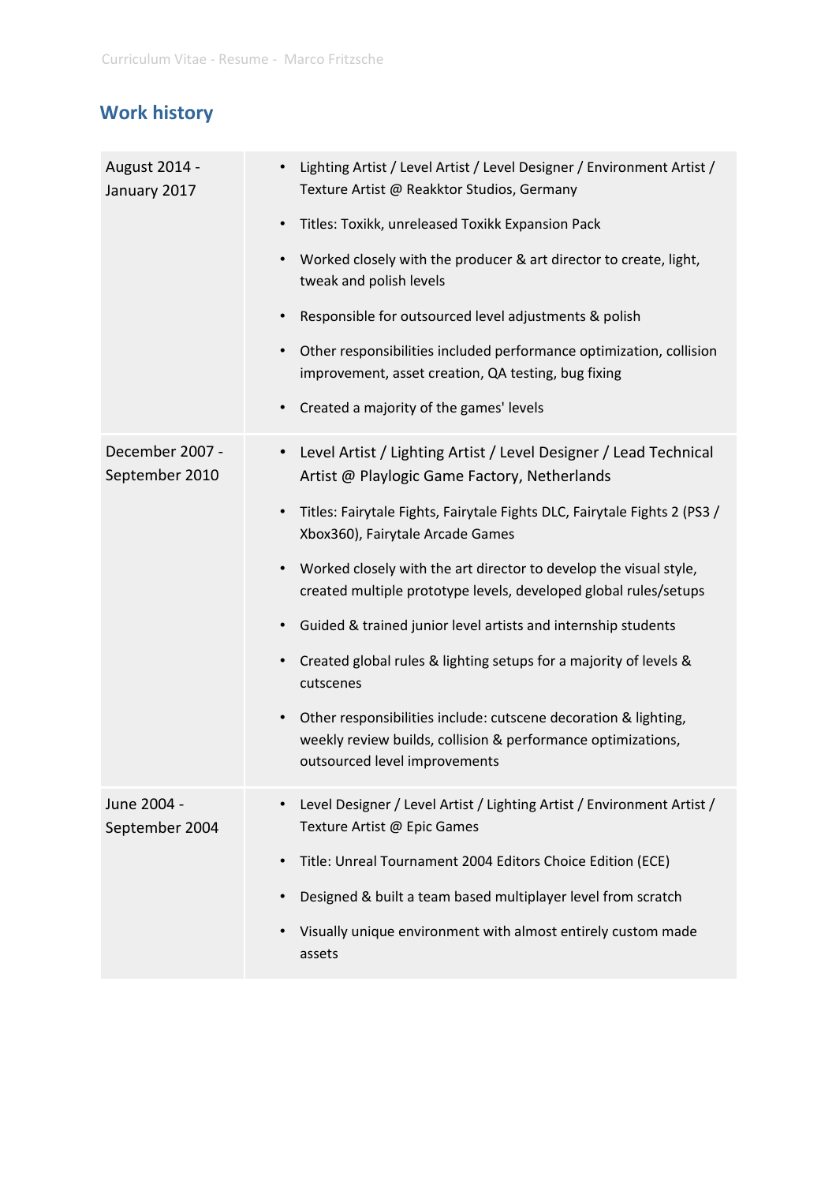## Work history

| | |
|---|---|
| August 2014 - January 2017 | • Lighting Artist / Level Artist / Level Designer / Environment Artist / Texture Artist @ Reakktor Studios, Germany<br>• Titles: Toxikk, unreleased Toxikk Expansion Pack<br>• Worked closely with the producer & art director to create, light, tweak and polish levels<br>• Responsible for outsourced level adjustments & polish<br>• Other responsibilities included performance optimization, collision improvement, asset creation, QA testing, bug fixing<br>• Created a majority of the games' levels |
| December 2007 - September 2010 | • Level Artist / Lighting Artist / Level Designer / Lead Technical Artist @ Playlogic Game Factory, Netherlands<br>• Titles: Fairytale Fights, Fairytale Fights DLC, Fairytale Fights 2 (PS3 / Xbox360), Fairytale Arcade Games<br>• Worked closely with the art director to develop the visual style, created multiple prototype levels, developed global rules/setups<br>• Guided & trained junior level artists and internship students<br>• Created global rules & lighting setups for a majority of levels & cutscenes<br>• Other responsibilities include: cutscene decoration & lighting, weekly review builds, collision & performance optimizations, outsourced level improvements |
| June 2004 - September 2004 | • Level Designer / Level Artist / Lighting Artist / Environment Artist / Texture Artist @ Epic Games<br>• Title: Unreal Tournament 2004 Editors Choice Edition (ECE)<br>• Designed & built a team based multiplayer level from scratch<br>• Visually unique environment with almost entirely custom made assets |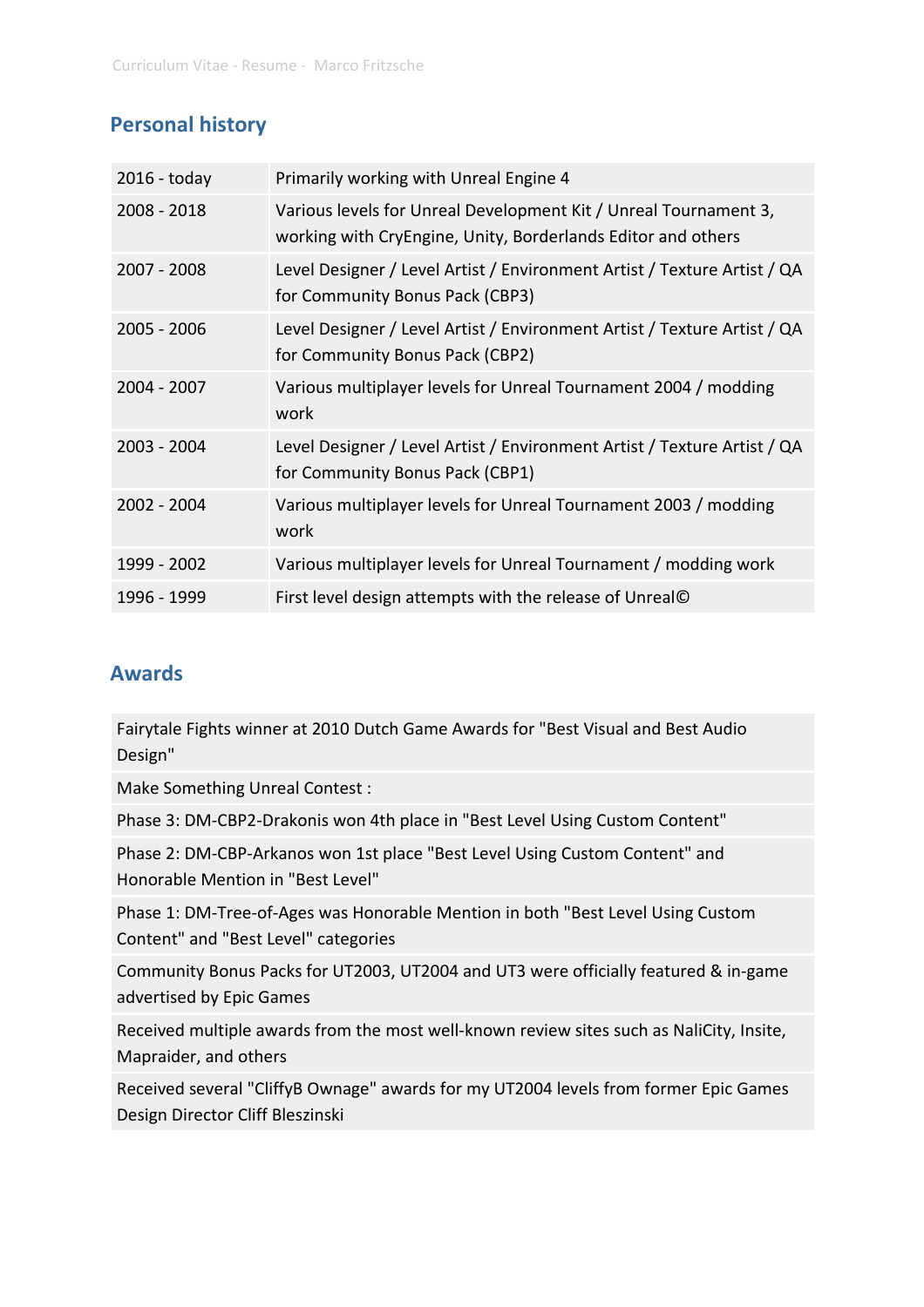## Personal history

| | |
|---|---|
| 2016 - today | Primarily working with Unreal Engine 4 |
| 2008 - 2018 | Various levels for Unreal Development Kit / Unreal Tournament 3, working with CryEngine, Unity, Borderlands Editor and others |
| 2007 - 2008 | Level Designer / Level Artist / Environment Artist / Texture Artist / QA for Community Bonus Pack (CBP3) |
| 2005 - 2006 | Level Designer / Level Artist / Environment Artist / Texture Artist / QA for Community Bonus Pack (CBP2) |
| 2004 - 2007 | Various multiplayer levels for Unreal Tournament 2004 / modding work |
| 2003 - 2004 | Level Designer / Level Artist / Environment Artist / Texture Artist / QA for Community Bonus Pack (CBP1) |
| 2002 - 2004 | Various multiplayer levels for Unreal Tournament 2003 / modding work |
| 1999 - 2002 | Various multiplayer levels for Unreal Tournament / modding work |
| 1996 - 1999 | First level design attempts with the release of Unreal© |

## Awards

| |
|---|
| Fairytale Fights winner at 2010 Dutch Game Awards for "Best Visual and Best Audio Design" |
| Make Something Unreal Contest : |
| Phase 3: DM-CBP2-Drakonis won 4th place in "Best Level Using Custom Content" |
| Phase 2: DM-CBP-Arkanos won 1st place "Best Level Using Custom Content" and Honorable Mention in "Best Level" |
| Phase 1: DM-Tree-of-Ages was Honorable Mention in both "Best Level Using Custom Content" and "Best Level" categories |
| Community Bonus Packs for UT2003, UT2004 and UT3 were officially featured & in-game advertised by Epic Games |
| Received multiple awards from the most well-known review sites such as NaliCity, Insite, Mapraider, and others |
| Received several "CliffyB Ownage" awards for my UT2004 levels from former Epic Games Design Director Cliff Bleszinski |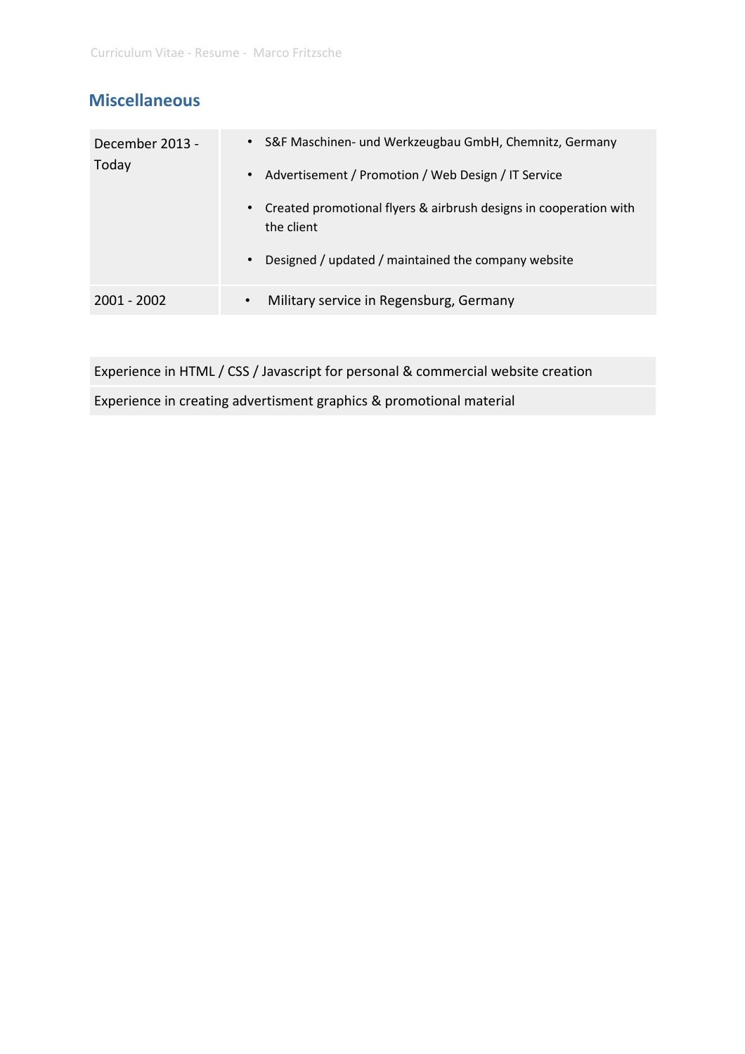## Miscellaneous

| | |
|---|---|
| December 2013 - Today | • S&F Maschinen- und Werkzeugbau GmbH, Chemnitz, Germany<br>• Advertisement / Promotion / Web Design / IT Service<br>• Created promotional flyers & airbrush designs in cooperation with the client<br>• Designed / updated / maintained the company website |
| 2001 - 2002 | • Military service in Regensburg, Germany |

| |
|---|
| Experience in HTML / CSS / Javascript for personal & commercial website creation |
| Experience in creating advertisment graphics & promotional material |